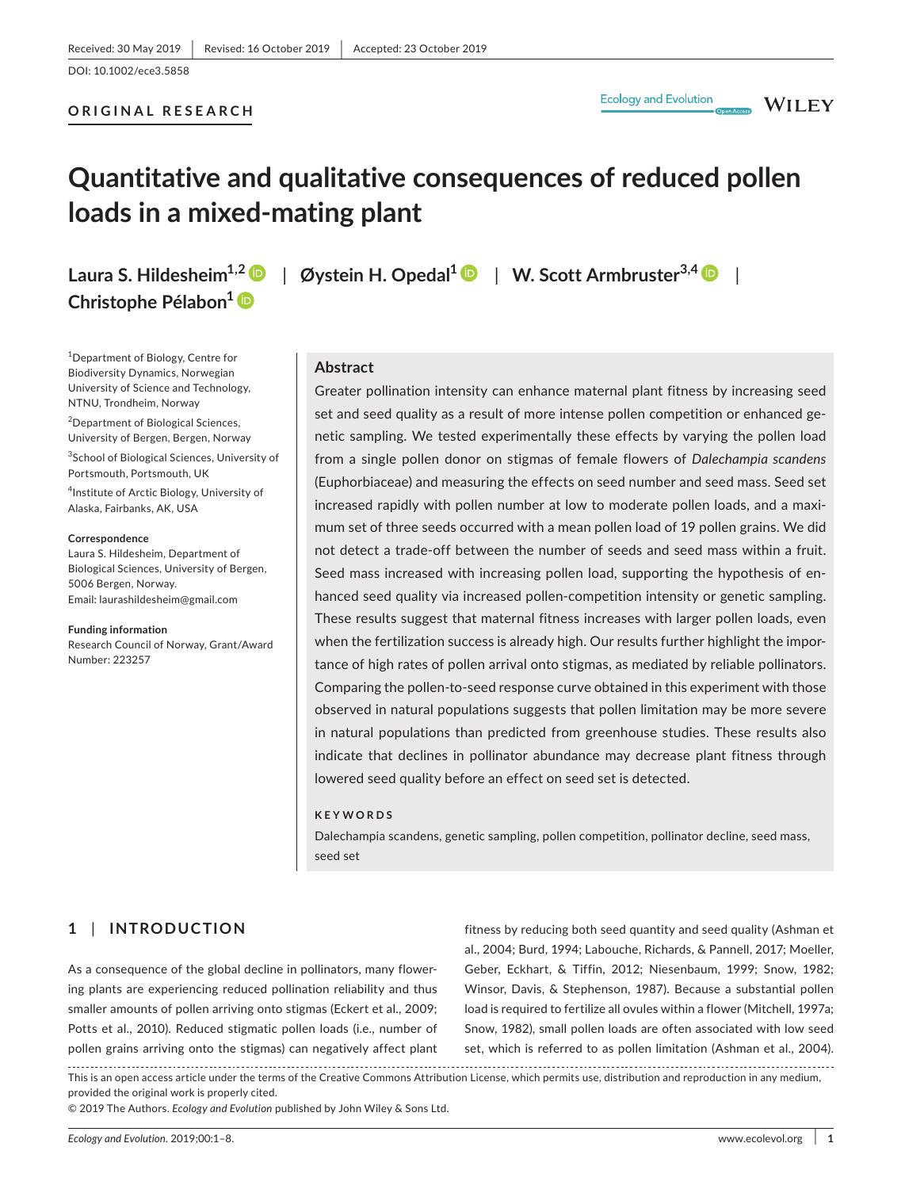Received: 30 May 2019 | Revised: 16 October 2019 | Accepted: 23 October 2019

DOI: 10.1002/ece3.5858

**ORIGINAL RESEARCH**

# Quantitative and qualitative consequences of reduced pollen loads in a mixed-mating plant

**Laura S. Hildesheim**[1,2] | **Øystein H. Opedal**[1] | **W. Scott Armbruster**[3,4] | **Christophe Pélabon**[1]

[1]Department of Biology, Centre for Biodiversity Dynamics, Norwegian University of Science and Technology, NTNU, Trondheim, Norway

[2]Department of Biological Sciences, University of Bergen, Bergen, Norway

[3]School of Biological Sciences, University of Portsmouth, Portsmouth, UK

[4]Institute of Arctic Biology, University of Alaska, Fairbanks, AK, USA

**Correspondence**
Laura S. Hildesheim, Department of Biological Sciences, University of Bergen, 5006 Bergen, Norway.
Email: laurashildesheim@gmail.com

**Funding information**
Research Council of Norway, Grant/Award Number: 223257

## Abstract

Greater pollination intensity can enhance maternal plant fitness by increasing seed set and seed quality as a result of more intense pollen competition or enhanced genetic sampling. We tested experimentally these effects by varying the pollen load from a single pollen donor on stigmas of female flowers of *Dalechampia scandens* (Euphorbiaceae) and measuring the effects on seed number and seed mass. Seed set increased rapidly with pollen number at low to moderate pollen loads, and a maximum set of three seeds occurred with a mean pollen load of 19 pollen grains. We did not detect a trade-off between the number of seeds and seed mass within a fruit. Seed mass increased with increasing pollen load, supporting the hypothesis of enhanced seed quality via increased pollen-competition intensity or genetic sampling. These results suggest that maternal fitness increases with larger pollen loads, even when the fertilization success is already high. Our results further highlight the importance of high rates of pollen arrival onto stigmas, as mediated by reliable pollinators. Comparing the pollen-to-seed response curve obtained in this experiment with those observed in natural populations suggests that pollen limitation may be more severe in natural populations than predicted from greenhouse studies. These results also indicate that declines in pollinator abundance may decrease plant fitness through lowered seed quality before an effect on seed set is detected.

**KEYWORDS**

Dalechampia scandens, genetic sampling, pollen competition, pollinator decline, seed mass, seed set

## 1 | INTRODUCTION

As a consequence of the global decline in pollinators, many flowering plants are experiencing reduced pollination reliability and thus smaller amounts of pollen arriving onto stigmas (Eckert et al., 2009; Potts et al., 2010). Reduced stigmatic pollen loads (i.e., number of pollen grains arriving onto the stigmas) can negatively affect plant fitness by reducing both seed quantity and seed quality (Ashman et al., 2004; Burd, 1994; Labouche, Richards, & Pannell, 2017; Moeller, Geber, Eckhart, & Tiffin, 2012; Niesenbaum, 1999; Snow, 1982; Winsor, Davis, & Stephenson, 1987). Because a substantial pollen load is required to fertilize all ovules within a flower (Mitchell, 1997a; Snow, 1982), small pollen loads are often associated with low seed set, which is referred to as pollen limitation (Ashman et al., 2004).

This is an open access article under the terms of the Creative Commons Attribution License, which permits use, distribution and reproduction in any medium, provided the original work is properly cited.
© 2019 The Authors. *Ecology and Evolution* published by John Wiley & Sons Ltd.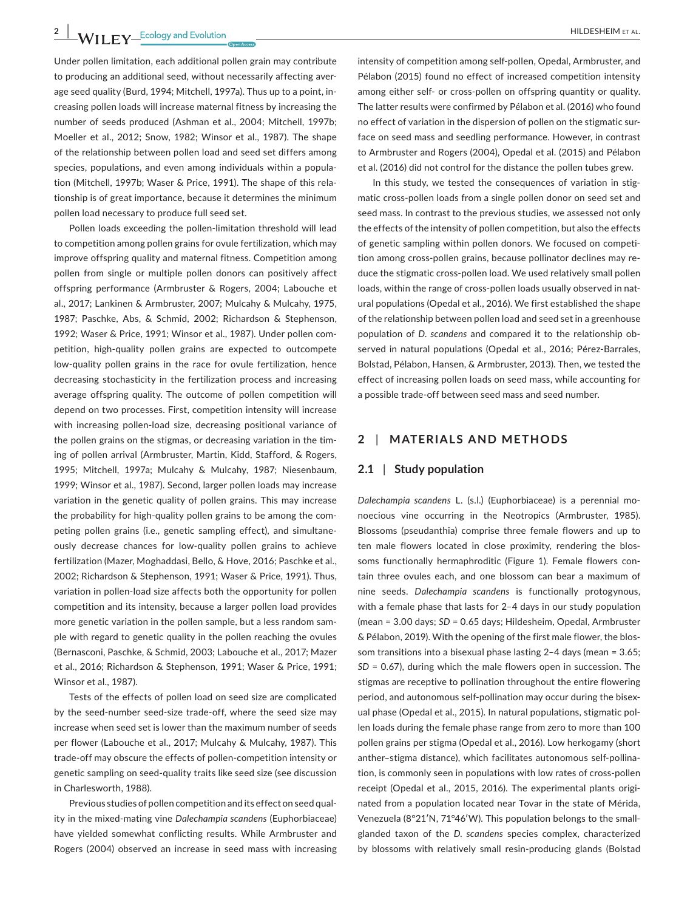Under pollen limitation, each additional pollen grain may contribute to producing an additional seed, without necessarily affecting average seed quality (Burd, 1994; Mitchell, 1997a). Thus up to a point, increasing pollen loads will increase maternal fitness by increasing the number of seeds produced (Ashman et al., 2004; Mitchell, 1997b; Moeller et al., 2012; Snow, 1982; Winsor et al., 1987). The shape of the relationship between pollen load and seed set differs among species, populations, and even among individuals within a population (Mitchell, 1997b; Waser & Price, 1991). The shape of this relationship is of great importance, because it determines the minimum pollen load necessary to produce full seed set.

Pollen loads exceeding the pollen-limitation threshold will lead to competition among pollen grains for ovule fertilization, which may improve offspring quality and maternal fitness. Competition among pollen from single or multiple pollen donors can positively affect offspring performance (Armbruster & Rogers, 2004; Labouche et al., 2017; Lankinen & Armbruster, 2007; Mulcahy & Mulcahy, 1975, 1987; Paschke, Abs, & Schmid, 2002; Richardson & Stephenson, 1992; Waser & Price, 1991; Winsor et al., 1987). Under pollen competition, high-quality pollen grains are expected to outcompete low-quality pollen grains in the race for ovule fertilization, hence decreasing stochasticity in the fertilization process and increasing average offspring quality. The outcome of pollen competition will depend on two processes. First, competition intensity will increase with increasing pollen-load size, decreasing positional variance of the pollen grains on the stigmas, or decreasing variation in the timing of pollen arrival (Armbruster, Martin, Kidd, Stafford, & Rogers, 1995; Mitchell, 1997a; Mulcahy & Mulcahy, 1987; Niesenbaum, 1999; Winsor et al., 1987). Second, larger pollen loads may increase variation in the genetic quality of pollen grains. This may increase the probability for high-quality pollen grains to be among the competing pollen grains (i.e., genetic sampling effect), and simultaneously decrease chances for low-quality pollen grains to achieve fertilization (Mazer, Moghaddasi, Bello, & Hove, 2016; Paschke et al., 2002; Richardson & Stephenson, 1991; Waser & Price, 1991). Thus, variation in pollen-load size affects both the opportunity for pollen competition and its intensity, because a larger pollen load provides more genetic variation in the pollen sample, but a less random sample with regard to genetic quality in the pollen reaching the ovules (Bernasconi, Paschke, & Schmid, 2003; Labouche et al., 2017; Mazer et al., 2016; Richardson & Stephenson, 1991; Waser & Price, 1991; Winsor et al., 1987).

Tests of the effects of pollen load on seed size are complicated by the seed-number seed-size trade-off, where the seed size may increase when seed set is lower than the maximum number of seeds per flower (Labouche et al., 2017; Mulcahy & Mulcahy, 1987). This trade-off may obscure the effects of pollen-competition intensity or genetic sampling on seed-quality traits like seed size (see discussion in Charlesworth, 1988).

Previous studies of pollen competition and its effect on seed quality in the mixed-mating vine *Dalechampia scandens* (Euphorbiaceae) have yielded somewhat conflicting results. While Armbruster and Rogers (2004) observed an increase in seed mass with increasing intensity of competition among self-pollen, Opedal, Armbruster, and Pélabon (2015) found no effect of increased competition intensity among either self- or cross-pollen on offspring quantity or quality. The latter results were confirmed by Pélabon et al. (2016) who found no effect of variation in the dispersion of pollen on the stigmatic surface on seed mass and seedling performance. However, in contrast to Armbruster and Rogers (2004), Opedal et al. (2015) and Pélabon et al. (2016) did not control for the distance the pollen tubes grew.

In this study, we tested the consequences of variation in stigmatic cross-pollen loads from a single pollen donor on seed set and seed mass. In contrast to the previous studies, we assessed not only the effects of the intensity of pollen competition, but also the effects of genetic sampling within pollen donors. We focused on competition among cross-pollen grains, because pollinator declines may reduce the stigmatic cross-pollen load. We used relatively small pollen loads, within the range of cross-pollen loads usually observed in natural populations (Opedal et al., 2016). We first established the shape of the relationship between pollen load and seed set in a greenhouse population of *D. scandens* and compared it to the relationship observed in natural populations (Opedal et al., 2016; Pérez-Barrales, Bolstad, Pélabon, Hansen, & Armbruster, 2013). Then, we tested the effect of increasing pollen loads on seed mass, while accounting for a possible trade-off between seed mass and seed number.

## 2 | MATERIALS AND METHODS

### 2.1 | Study population

*Dalechampia scandens* L. (s.l.) (Euphorbiaceae) is a perennial monoecious vine occurring in the Neotropics (Armbruster, 1985). Blossoms (pseudanthia) comprise three female flowers and up to ten male flowers located in close proximity, rendering the blossoms functionally hermaphroditic (Figure 1). Female flowers contain three ovules each, and one blossom can bear a maximum of nine seeds. *Dalechampia scandens* is functionally protogynous, with a female phase that lasts for 2–4 days in our study population (mean = 3.00 days; *SD* = 0.65 days; Hildesheim, Opedal, Armbruster & Pélabon, 2019). With the opening of the first male flower, the blossom transitions into a bisexual phase lasting 2–4 days (mean = 3.65; *SD* = 0.67), during which the male flowers open in succession. The stigmas are receptive to pollination throughout the entire flowering period, and autonomous self-pollination may occur during the bisexual phase (Opedal et al., 2015). In natural populations, stigmatic pollen loads during the female phase range from zero to more than 100 pollen grains per stigma (Opedal et al., 2016). Low herkogamy (short anther–stigma distance), which facilitates autonomous self-pollination, is commonly seen in populations with low rates of cross-pollen receipt (Opedal et al., 2015, 2016). The experimental plants originated from a population located near Tovar in the state of Mérida, Venezuela (8°21′N, 71°46′W). This population belongs to the small-glanded taxon of the *D. scandens* species complex, characterized by blossoms with relatively small resin-producing glands (Bolstad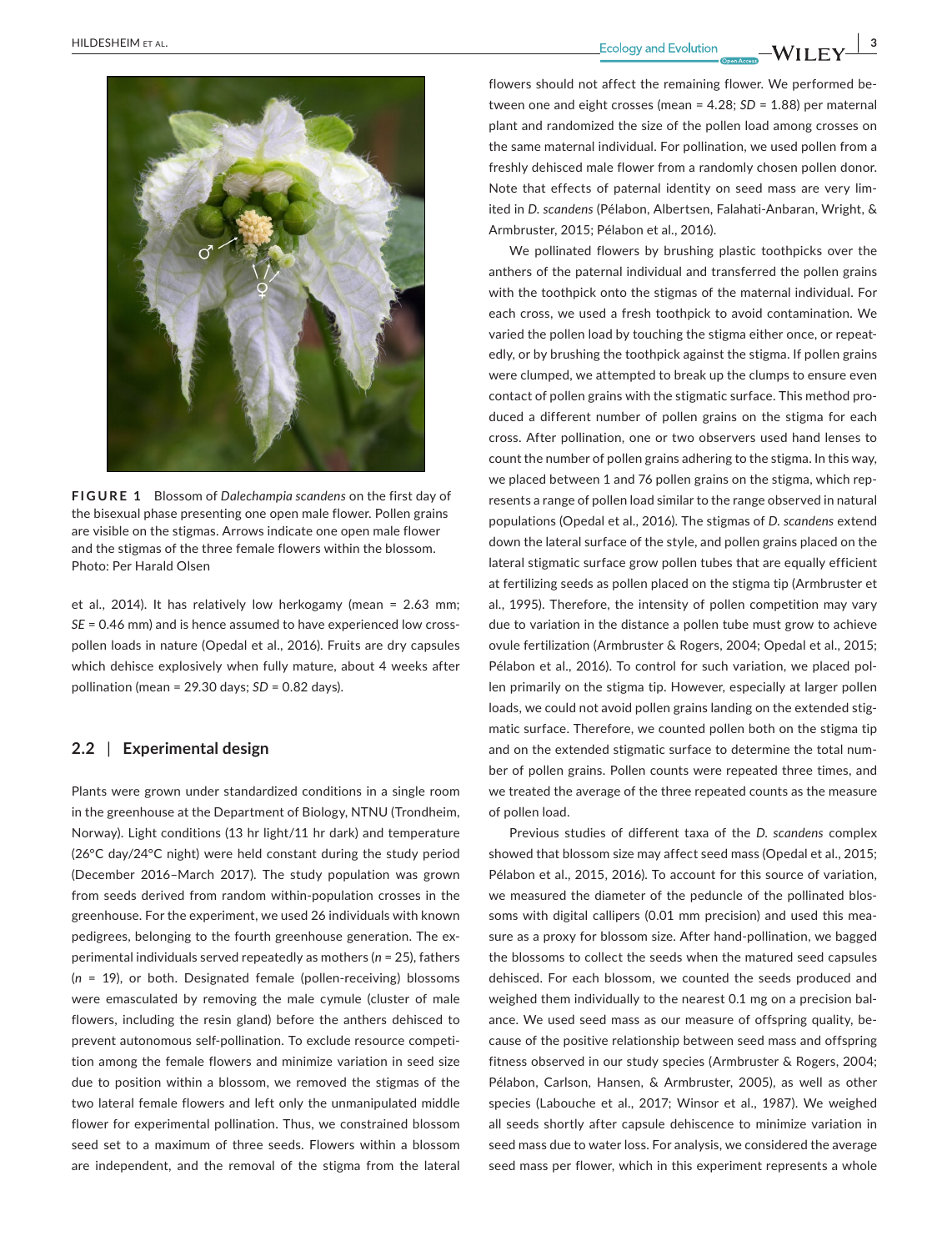FIGURE 1 Blossom of *Dalechampia scandens* on the first day of the bisexual phase presenting one open male flower. Pollen grains are visible on the stigmas. Arrows indicate one open male flower and the stigmas of the three female flowers within the blossom. Photo: Per Harald Olsen

et al., 2014). It has relatively low herkogamy (mean = 2.63 mm; *SE* = 0.46 mm) and is hence assumed to have experienced low cross-pollen loads in nature (Opedal et al., 2016). Fruits are dry capsules which dehisce explosively when fully mature, about 4 weeks after pollination (mean = 29.30 days; *SD* = 0.82 days).

## 2.2 | Experimental design

Plants were grown under standardized conditions in a single room in the greenhouse at the Department of Biology, NTNU (Trondheim, Norway). Light conditions (13 hr light/11 hr dark) and temperature (26°C day/24°C night) were held constant during the study period (December 2016–March 2017). The study population was grown from seeds derived from random within-population crosses in the greenhouse. For the experiment, we used 26 individuals with known pedigrees, belonging to the fourth greenhouse generation. The experimental individuals served repeatedly as mothers (*n* = 25), fathers (*n* = 19), or both. Designated female (pollen-receiving) blossoms were emasculated by removing the male cymule (cluster of male flowers, including the resin gland) before the anthers dehisced to prevent autonomous self-pollination. To exclude resource competition among the female flowers and minimize variation in seed size due to position within a blossom, we removed the stigmas of the two lateral female flowers and left only the unmanipulated middle flower for experimental pollination. Thus, we constrained blossom seed set to a maximum of three seeds. Flowers within a blossom are independent, and the removal of the stigma from the lateral flowers should not affect the remaining flower. We performed between one and eight crosses (mean = 4.28; *SD* = 1.88) per maternal plant and randomized the size of the pollen load among crosses on the same maternal individual. For pollination, we used pollen from a freshly dehisced male flower from a randomly chosen pollen donor. Note that effects of paternal identity on seed mass are very limited in *D. scandens* (Pélabon, Albertsen, Falahati-Anbaran, Wright, & Armbruster, 2015; Pélabon et al., 2016).

We pollinated flowers by brushing plastic toothpicks over the anthers of the paternal individual and transferred the pollen grains with the toothpick onto the stigmas of the maternal individual. For each cross, we used a fresh toothpick to avoid contamination. We varied the pollen load by touching the stigma either once, or repeatedly, or by brushing the toothpick against the stigma. If pollen grains were clumped, we attempted to break up the clumps to ensure even contact of pollen grains with the stigmatic surface. This method produced a different number of pollen grains on the stigma for each cross. After pollination, one or two observers used hand lenses to count the number of pollen grains adhering to the stigma. In this way, we placed between 1 and 76 pollen grains on the stigma, which represents a range of pollen load similar to the range observed in natural populations (Opedal et al., 2016). The stigmas of *D. scandens* extend down the lateral surface of the style, and pollen grains placed on the lateral stigmatic surface grow pollen tubes that are equally efficient at fertilizing seeds as pollen placed on the stigma tip (Armbruster et al., 1995). Therefore, the intensity of pollen competition may vary due to variation in the distance a pollen tube must grow to achieve ovule fertilization (Armbruster & Rogers, 2004; Opedal et al., 2015; Pélabon et al., 2016). To control for such variation, we placed pollen primarily on the stigma tip. However, especially at larger pollen loads, we could not avoid pollen grains landing on the extended stigmatic surface. Therefore, we counted pollen both on the stigma tip and on the extended stigmatic surface to determine the total number of pollen grains. Pollen counts were repeated three times, and we treated the average of the three repeated counts as the measure of pollen load.

Previous studies of different taxa of the *D. scandens* complex showed that blossom size may affect seed mass (Opedal et al., 2015; Pélabon et al., 2015, 2016). To account for this source of variation, we measured the diameter of the peduncle of the pollinated blossoms with digital callipers (0.01 mm precision) and used this measure as a proxy for blossom size. After hand-pollination, we bagged the blossoms to collect the seeds when the matured seed capsules dehisced. For each blossom, we counted the seeds produced and weighed them individually to the nearest 0.1 mg on a precision balance. We used seed mass as our measure of offspring quality, because of the positive relationship between seed mass and offspring fitness observed in our study species (Armbruster & Rogers, 2004; Pélabon, Carlson, Hansen, & Armbruster, 2005), as well as other species (Labouche et al., 2017; Winsor et al., 1987). We weighed all seeds shortly after capsule dehiscence to minimize variation in seed mass due to water loss. For analysis, we considered the average seed mass per flower, which in this experiment represents a whole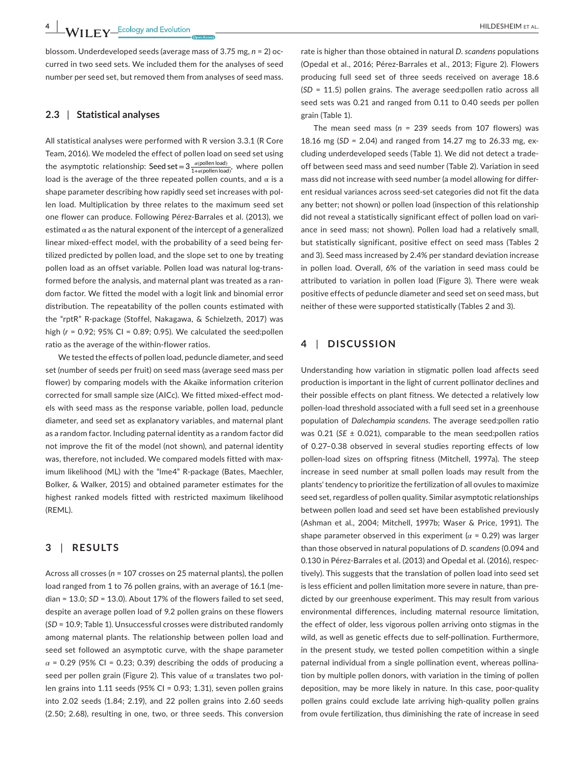blossom. Underdeveloped seeds (average mass of 3.75 mg, $n = 2$) occurred in two seed sets. We included them for the analyses of seed number per seed set, but removed them from analyses of seed mass.

## 2.3 | Statistical analyses

All statistical analyses were performed with R version 3.3.1 (R Core Team, 2016). We modeled the effect of pollen load on seed set using the asymptotic relationship: $\text{Seed set} = 3\frac{\alpha(\text{pollen load})}{1+\alpha(\text{pollen load})}$, where pollen load is the average of the three repeated pollen counts, and $\alpha$ is a shape parameter describing how rapidly seed set increases with pollen load. Multiplication by three relates to the maximum seed set one flower can produce. Following Pérez-Barrales et al. (2013), we estimated $\alpha$ as the natural exponent of the intercept of a generalized linear mixed-effect model, with the probability of a seed being fertilized predicted by pollen load, and the slope set to one by treating pollen load as an offset variable. Pollen load was natural log-transformed before the analysis, and maternal plant was treated as a random factor. We fitted the model with a logit link and binomial error distribution. The repeatability of the pollen counts estimated with the "rptR" R-package (Stoffel, Nakagawa, & Schielzeth, 2017) was high ($r = 0.92$; 95% CI = 0.89; 0.95). We calculated the seed:pollen ratio as the average of the within-flower ratios.

We tested the effects of pollen load, peduncle diameter, and seed set (number of seeds per fruit) on seed mass (average seed mass per flower) by comparing models with the Akaike information criterion corrected for small sample size (AICc). We fitted mixed-effect models with seed mass as the response variable, pollen load, peduncle diameter, and seed set as explanatory variables, and maternal plant as a random factor. Including paternal identity as a random factor did not improve the fit of the model (not shown), and paternal identity was, therefore, not included. We compared models fitted with maximum likelihood (ML) with the "lme4" R-package (Bates, Maechler, Bolker, & Walker, 2015) and obtained parameter estimates for the highest ranked models fitted with restricted maximum likelihood (REML).

# 3 | RESULTS

Across all crosses ($n = 107$ crosses on 25 maternal plants), the pollen load ranged from 1 to 76 pollen grains, with an average of 16.1 (median = 13.0; $SD = 13.0$). About 17% of the flowers failed to set seed, despite an average pollen load of 9.2 pollen grains on these flowers ($SD = 10.9$; Table 1). Unsuccessful crosses were distributed randomly among maternal plants. The relationship between pollen load and seed set followed an asymptotic curve, with the shape parameter $\alpha = 0.29$ (95% CI = 0.23; 0.39) describing the odds of producing a seed per pollen grain (Figure 2). This value of $\alpha$ translates two pollen grains into 1.11 seeds (95% CI = 0.93; 1.31), seven pollen grains into 2.02 seeds (1.84; 2.19), and 22 pollen grains into 2.60 seeds (2.50; 2.68), resulting in one, two, or three seeds. This conversion rate is higher than those obtained in natural *D. scandens* populations (Opedal et al., 2016; Pérez-Barrales et al., 2013; Figure 2). Flowers producing full seed set of three seeds received on average 18.6 ($SD = 11.5$) pollen grains. The average seed:pollen ratio across all seed sets was 0.21 and ranged from 0.11 to 0.40 seeds per pollen grain (Table 1).

The mean seed mass ($n = 239$ seeds from 107 flowers) was 18.16 mg ($SD = 2.04$) and ranged from 14.27 mg to 26.33 mg, excluding underdeveloped seeds (Table 1). We did not detect a trade-off between seed mass and seed number (Table 2). Variation in seed mass did not increase with seed number (a model allowing for different residual variances across seed-set categories did not fit the data any better; not shown) or pollen load (inspection of this relationship did not reveal a statistically significant effect of pollen load on variance in seed mass; not shown). Pollen load had a relatively small, but statistically significant, positive effect on seed mass (Tables 2 and 3). Seed mass increased by 2.4% per standard deviation increase in pollen load. Overall, 6% of the variation in seed mass could be attributed to variation in pollen load (Figure 3). There were weak positive effects of peduncle diameter and seed set on seed mass, but neither of these were supported statistically (Tables 2 and 3).

# 4 | DISCUSSION

Understanding how variation in stigmatic pollen load affects seed production is important in the light of current pollinator declines and their possible effects on plant fitness. We detected a relatively low pollen-load threshold associated with a full seed set in a greenhouse population of *Dalechampia scandens*. The average seed:pollen ratio was 0.21 ($SE \pm 0.021$), comparable to the mean seed:pollen ratios of 0.27–0.38 observed in several studies reporting effects of low pollen-load sizes on offspring fitness (Mitchell, 1997a). The steep increase in seed number at small pollen loads may result from the plants' tendency to prioritize the fertilization of all ovules to maximize seed set, regardless of pollen quality. Similar asymptotic relationships between pollen load and seed set have been established previously (Ashman et al., 2004; Mitchell, 1997b; Waser & Price, 1991). The shape parameter observed in this experiment ($\alpha = 0.29$) was larger than those observed in natural populations of *D. scandens* (0.094 and 0.130 in Pérez-Barrales et al. (2013) and Opedal et al. (2016), respectively). This suggests that the translation of pollen load into seed set is less efficient and pollen limitation more severe in nature, than predicted by our greenhouse experiment. This may result from various environmental differences, including maternal resource limitation, the effect of older, less vigorous pollen arriving onto stigmas in the wild, as well as genetic effects due to self-pollination. Furthermore, in the present study, we tested pollen competition within a single paternal individual from a single pollination event, whereas pollination by multiple pollen donors, with variation in the timing of pollen deposition, may be more likely in nature. In this case, poor-quality pollen grains could exclude late arriving high-quality pollen grains from ovule fertilization, thus diminishing the rate of increase in seed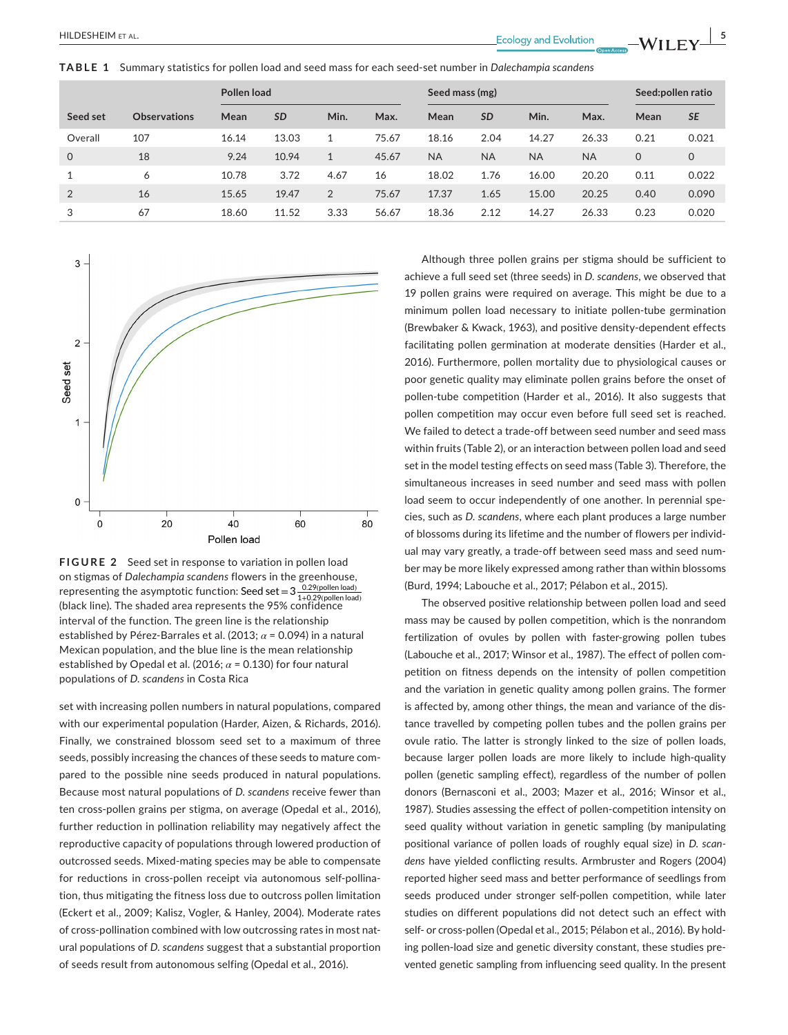**TABLE 1** Summary statistics for pollen load and seed mass for each seed-set number in *Dalechampia scandens*

| | | Pollen load | | | | Seed mass (mg) | | | | Seed:pollen ratio | |
|---|---|---|---|---|---|---|---|---|---|---|---|
| Seed set | Observations | Mean | *SD* | Min. | Max. | Mean | *SD* | Min. | Max. | Mean | *SE* |
| Overall | 107 | 16.14 | 13.03 | 1 | 75.67 | 18.16 | 2.04 | 14.27 | 26.33 | 0.21 | 0.021 |
| 0 | 18 | 9.24 | 10.94 | 1 | 45.67 | NA | NA | NA | NA | 0 | 0 |
| 1 | 6 | 10.78 | 3.72 | 4.67 | 16 | 18.02 | 1.76 | 16.00 | 20.20 | 0.11 | 0.022 |
| 2 | 16 | 15.65 | 19.47 | 2 | 75.67 | 17.37 | 1.65 | 15.00 | 20.25 | 0.40 | 0.090 |
| 3 | 67 | 18.60 | 11.52 | 3.33 | 56.67 | 18.36 | 2.12 | 14.27 | 26.33 | 0.23 | 0.020 |

**FIGURE 2** Seed set in response to variation in pollen load on stigmas of *Dalechampia scandens* flowers in the greenhouse, representing the asymptotic function: Seed set $= 3\frac{0.29(\text{pollen load})}{1+0.29(\text{pollen load})}$ (black line). The shaded area represents the 95% confidence interval of the function. The green line is the relationship established by Pérez-Barrales et al. (2013; $\alpha$ = 0.094) in a natural Mexican population, and the blue line is the mean relationship established by Opedal et al. (2016; $\alpha$ = 0.130) for four natural populations of *D. scandens* in Costa Rica

set with increasing pollen numbers in natural populations, compared with our experimental population (Harder, Aizen, & Richards, 2016). Finally, we constrained blossom seed set to a maximum of three seeds, possibly increasing the chances of these seeds to mature compared to the possible nine seeds produced in natural populations. Because most natural populations of *D. scandens* receive fewer than ten cross-pollen grains per stigma, on average (Opedal et al., 2016), further reduction in pollination reliability may negatively affect the reproductive capacity of populations through lowered production of outcrossed seeds. Mixed-mating species may be able to compensate for reductions in cross-pollen receipt via autonomous self-pollination, thus mitigating the fitness loss due to outcross pollen limitation (Eckert et al., 2009; Kalisz, Vogler, & Hanley, 2004). Moderate rates of cross-pollination combined with low outcrossing rates in most natural populations of *D. scandens* suggest that a substantial proportion of seeds result from autonomous selfing (Opedal et al., 2016).

Although three pollen grains per stigma should be sufficient to achieve a full seed set (three seeds) in *D. scandens*, we observed that 19 pollen grains were required on average. This might be due to a minimum pollen load necessary to initiate pollen-tube germination (Brewbaker & Kwack, 1963), and positive density-dependent effects facilitating pollen germination at moderate densities (Harder et al., 2016). Furthermore, pollen mortality due to physiological causes or poor genetic quality may eliminate pollen grains before the onset of pollen-tube competition (Harder et al., 2016). It also suggests that pollen competition may occur even before full seed set is reached. We failed to detect a trade-off between seed number and seed mass within fruits (Table 2), or an interaction between pollen load and seed set in the model testing effects on seed mass (Table 3). Therefore, the simultaneous increases in seed number and seed mass with pollen load seem to occur independently of one another. In perennial species, such as *D. scandens*, where each plant produces a large number of blossoms during its lifetime and the number of flowers per individual may vary greatly, a trade-off between seed mass and seed number may be more likely expressed among rather than within blossoms (Burd, 1994; Labouche et al., 2017; Pélabon et al., 2015).

The observed positive relationship between pollen load and seed mass may be caused by pollen competition, which is the nonrandom fertilization of ovules by pollen with faster-growing pollen tubes (Labouche et al., 2017; Winsor et al., 1987). The effect of pollen competition on fitness depends on the intensity of pollen competition and the variation in genetic quality among pollen grains. The former is affected by, among other things, the mean and variance of the distance travelled by competing pollen tubes and the pollen grains per ovule ratio. The latter is strongly linked to the size of pollen loads, because larger pollen loads are more likely to include high-quality pollen (genetic sampling effect), regardless of the number of pollen donors (Bernasconi et al., 2003; Mazer et al., 2016; Winsor et al., 1987). Studies assessing the effect of pollen-competition intensity on seed quality without variation in genetic sampling (by manipulating positional variance of pollen loads of roughly equal size) in *D. scandens* have yielded conflicting results. Armbruster and Rogers (2004) reported higher seed mass and better performance of seedlings from seeds produced under stronger self-pollen competition, while later studies on different populations did not detect such an effect with self- or cross-pollen (Opedal et al., 2015; Pélabon et al., 2016). By holding pollen-load size and genetic diversity constant, these studies prevented genetic sampling from influencing seed quality. In the present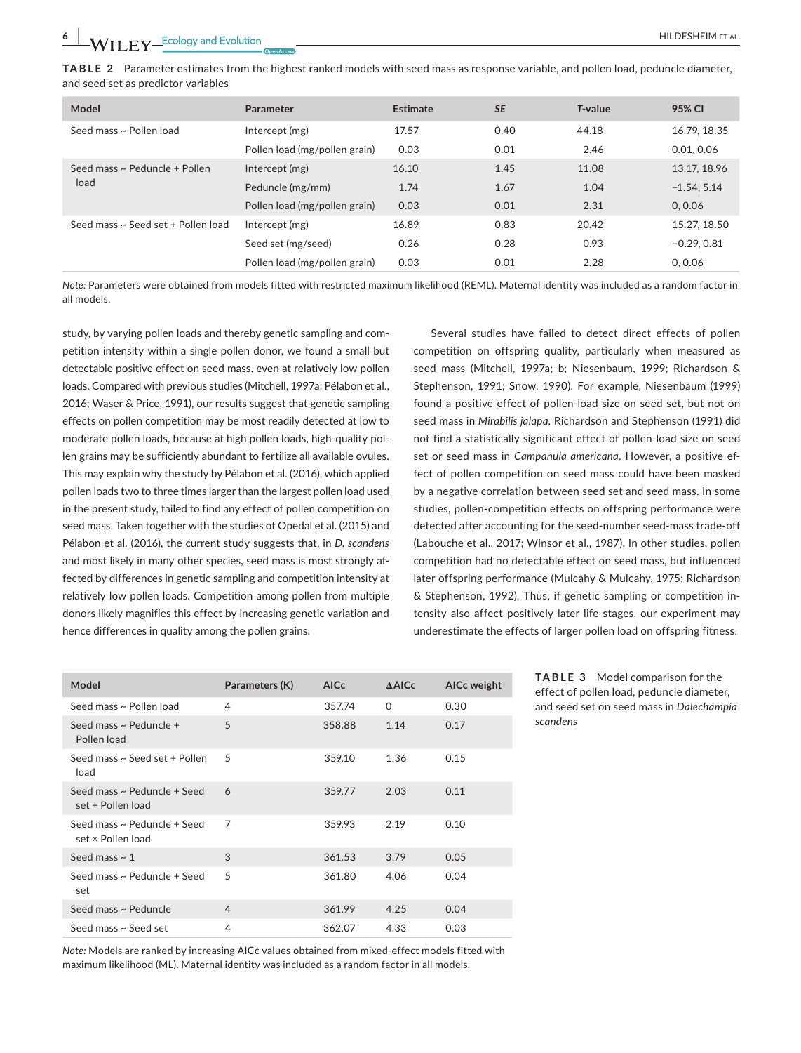**TABLE 2** Parameter estimates from the highest ranked models with seed mass as response variable, and pollen load, peduncle diameter, and seed set as predictor variables

| Model | Parameter | Estimate | *SE* | *T*-value | 95% CI |
|---|---|---|---|---|---|
| Seed mass ~ Pollen load | Intercept (mg) | 17.57 | 0.40 | 44.18 | 16.79, 18.35 |
| | Pollen load (mg/pollen grain) | 0.03 | 0.01 | 2.46 | 0.01, 0.06 |
| Seed mass ~ Peduncle + Pollen load | Intercept (mg) | 16.10 | 1.45 | 11.08 | 13.17, 18.96 |
| | Peduncle (mg/mm) | 1.74 | 1.67 | 1.04 | −1.54, 5.14 |
| | Pollen load (mg/pollen grain) | 0.03 | 0.01 | 2.31 | 0, 0.06 |
| Seed mass ~ Seed set + Pollen load | Intercept (mg) | 16.89 | 0.83 | 20.42 | 15.27, 18.50 |
| | Seed set (mg/seed) | 0.26 | 0.28 | 0.93 | −0.29, 0.81 |
| | Pollen load (mg/pollen grain) | 0.03 | 0.01 | 2.28 | 0, 0.06 |

*Note:* Parameters were obtained from models fitted with restricted maximum likelihood (REML). Maternal identity was included as a random factor in all models.

study, by varying pollen loads and thereby genetic sampling and competition intensity within a single pollen donor, we found a small but detectable positive effect on seed mass, even at relatively low pollen loads. Compared with previous studies (Mitchell, 1997a; Pélabon et al., 2016; Waser & Price, 1991), our results suggest that genetic sampling effects on pollen competition may be most readily detected at low to moderate pollen loads, because at high pollen loads, high-quality pollen grains may be sufficiently abundant to fertilize all available ovules. This may explain why the study by Pélabon et al. (2016), which applied pollen loads two to three times larger than the largest pollen load used in the present study, failed to find any effect of pollen competition on seed mass. Taken together with the studies of Opedal et al. (2015) and Pélabon et al. (2016), the current study suggests that, in *D. scandens* and most likely in many other species, seed mass is most strongly affected by differences in genetic sampling and competition intensity at relatively low pollen loads. Competition among pollen from multiple donors likely magnifies this effect by increasing genetic variation and hence differences in quality among the pollen grains.

Several studies have failed to detect direct effects of pollen competition on offspring quality, particularly when measured as seed mass (Mitchell, 1997a; b; Niesenbaum, 1999; Richardson & Stephenson, 1991; Snow, 1990). For example, Niesenbaum (1999) found a positive effect of pollen-load size on seed set, but not on seed mass in *Mirabilis jalapa*. Richardson and Stephenson (1991) did not find a statistically significant effect of pollen-load size on seed set or seed mass in *Campanula americana*. However, a positive effect of pollen competition on seed mass could have been masked by a negative correlation between seed set and seed mass. In some studies, pollen-competition effects on offspring performance were detected after accounting for the seed-number seed-mass trade-off (Labouche et al., 2017; Winsor et al., 1987). In other studies, pollen competition had no detectable effect on seed mass, but influenced later offspring performance (Mulcahy & Mulcahy, 1975; Richardson & Stephenson, 1992). Thus, if genetic sampling or competition intensity also affect positively later life stages, our experiment may underestimate the effects of larger pollen load on offspring fitness.

**TABLE 3** Model comparison for the effect of pollen load, peduncle diameter, and seed set on seed mass in *Dalechampia scandens*

| Model | Parameters (K) | AICc | ΔAICc | AICc weight |
|---|---|---|---|---|
| Seed mass ~ Pollen load | 4 | 357.74 | 0 | 0.30 |
| Seed mass ~ Peduncle + Pollen load | 5 | 358.88 | 1.14 | 0.17 |
| Seed mass ~ Seed set + Pollen load | 5 | 359.10 | 1.36 | 0.15 |
| Seed mass ~ Peduncle + Seed set + Pollen load | 6 | 359.77 | 2.03 | 0.11 |
| Seed mass ~ Peduncle + Seed set × Pollen load | 7 | 359.93 | 2.19 | 0.10 |
| Seed mass ~ 1 | 3 | 361.53 | 3.79 | 0.05 |
| Seed mass ~ Peduncle + Seed set | 5 | 361.80 | 4.06 | 0.04 |
| Seed mass ~ Peduncle | 4 | 361.99 | 4.25 | 0.04 |
| Seed mass ~ Seed set | 4 | 362.07 | 4.33 | 0.03 |

*Note:* Models are ranked by increasing AICc values obtained from mixed-effect models fitted with maximum likelihood (ML). Maternal identity was included as a random factor in all models.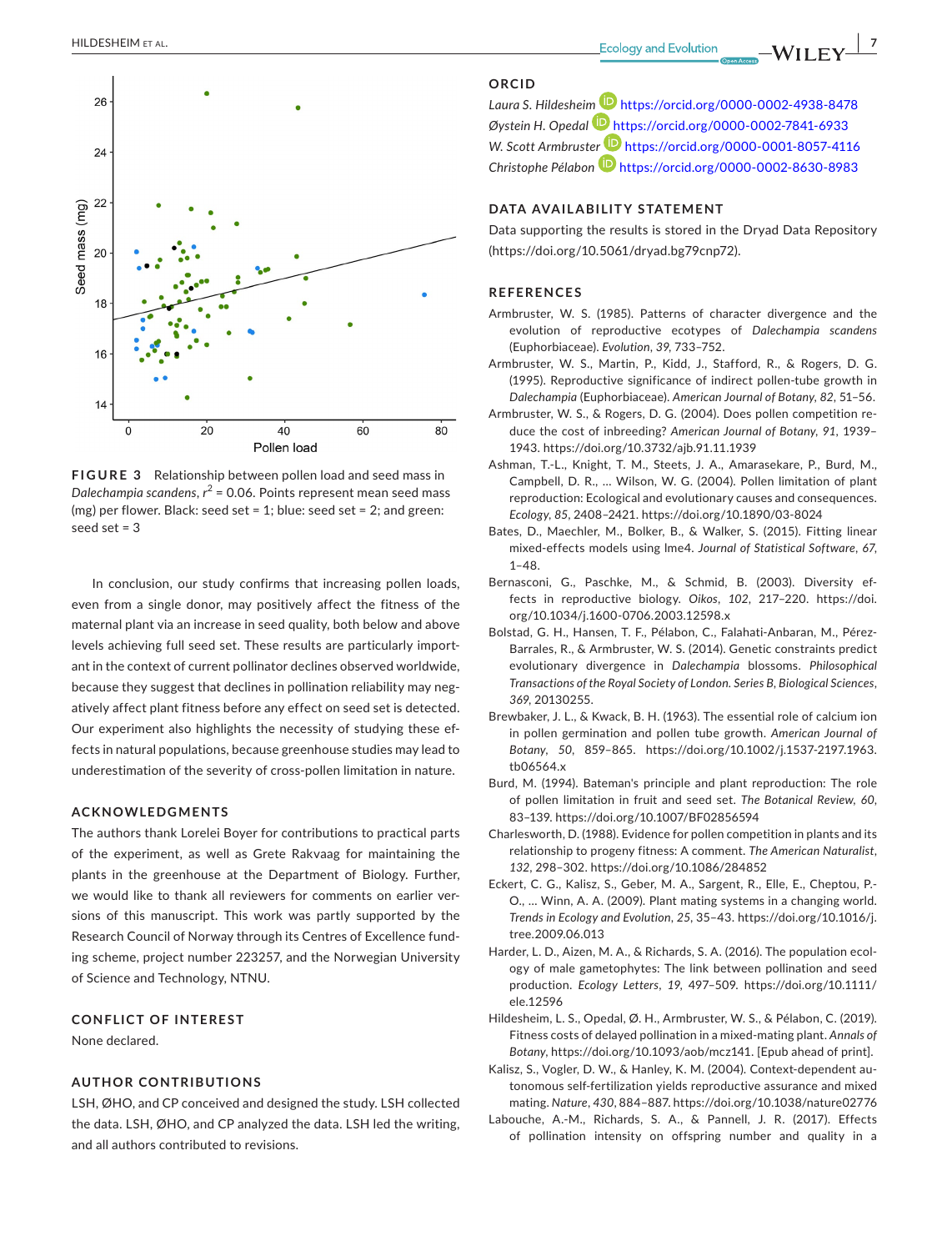FIGURE 3 Relationship between pollen load and seed mass in *Dalechampia scandens*, $r^2$ = 0.06. Points represent mean seed mass (mg) per flower. Black: seed set = 1; blue: seed set = 2; and green: seed set = 3

In conclusion, our study confirms that increasing pollen loads, even from a single donor, may positively affect the fitness of the maternal plant via an increase in seed quality, both below and above levels achieving full seed set. These results are particularly important in the context of current pollinator declines observed worldwide, because they suggest that declines in pollination reliability may negatively affect plant fitness before any effect on seed set is detected. Our experiment also highlights the necessity of studying these effects in natural populations, because greenhouse studies may lead to underestimation of the severity of cross-pollen limitation in nature.

## ACKNOWLEDGMENTS

The authors thank Lorelei Boyer for contributions to practical parts of the experiment, as well as Grete Rakvaag for maintaining the plants in the greenhouse at the Department of Biology. Further, we would like to thank all reviewers for comments on earlier versions of this manuscript. This work was partly supported by the Research Council of Norway through its Centres of Excellence funding scheme, project number 223257, and the Norwegian University of Science and Technology, NTNU.

## CONFLICT OF INTEREST

None declared.

## AUTHOR CONTRIBUTIONS

LSH, ØHO, and CP conceived and designed the study. LSH collected the data. LSH, ØHO, and CP analyzed the data. LSH led the writing, and all authors contributed to revisions.

## ORCID

*Laura S. Hildesheim* https://orcid.org/0000-0002-4938-8478
*Øystein H. Opedal* https://orcid.org/0000-0002-7841-6933
*W. Scott Armbruster* https://orcid.org/0000-0001-8057-4116
*Christophe Pélabon* https://orcid.org/0000-0002-8630-8983

## DATA AVAILABILITY STATEMENT

Data supporting the results is stored in the Dryad Data Repository (https://doi.org/10.5061/dryad.bg79cnp72).

## REFERENCES

Armbruster, W. S. (1985). Patterns of character divergence and the evolution of reproductive ecotypes of *Dalechampia scandens* (Euphorbiaceae). *Evolution*, *39*, 733–752.

Armbruster, W. S., Martin, P., Kidd, J., Stafford, R., & Rogers, D. G. (1995). Reproductive significance of indirect pollen-tube growth in *Dalechampia* (Euphorbiaceae). *American Journal of Botany*, *82*, 51–56.

Armbruster, W. S., & Rogers, D. G. (2004). Does pollen competition reduce the cost of inbreeding? *American Journal of Botany*, *91*, 1939–1943. https://doi.org/10.3732/ajb.91.11.1939

Ashman, T.-L., Knight, T. M., Steets, J. A., Amarasekare, P., Burd, M., Campbell, D. R., … Wilson, W. G. (2004). Pollen limitation of plant reproduction: Ecological and evolutionary causes and consequences. *Ecology*, *85*, 2408–2421. https://doi.org/10.1890/03-8024

Bates, D., Maechler, M., Bolker, B., & Walker, S. (2015). Fitting linear mixed-effects models using lme4. *Journal of Statistical Software*, *67*, 1–48.

Bernasconi, G., Paschke, M., & Schmid, B. (2003). Diversity effects in reproductive biology. *Oikos*, *102*, 217–220. https://doi.org/10.1034/j.1600-0706.2003.12598.x

Bolstad, G. H., Hansen, T. F., Pélabon, C., Falahati-Anbaran, M., Pérez-Barrales, R., & Armbruster, W. S. (2014). Genetic constraints predict evolutionary divergence in *Dalechampia* blossoms. *Philosophical Transactions of the Royal Society of London. Series B, Biological Sciences*, *369*, 20130255.

Brewbaker, J. L., & Kwack, B. H. (1963). The essential role of calcium ion in pollen germination and pollen tube growth. *American Journal of Botany*, *50*, 859–865. https://doi.org/10.1002/j.1537-2197.1963.tb06564.x

Burd, M. (1994). Bateman's principle and plant reproduction: The role of pollen limitation in fruit and seed set. *The Botanical Review*, *60*, 83–139. https://doi.org/10.1007/BF02856594

Charlesworth, D. (1988). Evidence for pollen competition in plants and its relationship to progeny fitness: A comment. *The American Naturalist*, *132*, 298–302. https://doi.org/10.1086/284852

Eckert, C. G., Kalisz, S., Geber, M. A., Sargent, R., Elle, E., Cheptou, P.-O., … Winn, A. A. (2009). Plant mating systems in a changing world. *Trends in Ecology and Evolution*, *25*, 35–43. https://doi.org/10.1016/j.tree.2009.06.013

Harder, L. D., Aizen, M. A., & Richards, S. A. (2016). The population ecology of male gametophytes: The link between pollination and seed production. *Ecology Letters*, *19*, 497–509. https://doi.org/10.1111/ele.12596

Hildesheim, L. S., Opedal, Ø. H., Armbruster, W. S., & Pélabon, C. (2019). Fitness costs of delayed pollination in a mixed-mating plant. *Annals of Botany*, https://doi.org/10.1093/aob/mcz141. [Epub ahead of print].

Kalisz, S., Vogler, D. W., & Hanley, K. M. (2004). Context-dependent autonomous self-fertilization yields reproductive assurance and mixed mating. *Nature*, *430*, 884–887. https://doi.org/10.1038/nature02776

Labouche, A.-M., Richards, S. A., & Pannell, J. R. (2017). Effects of pollination intensity on offspring number and quality in a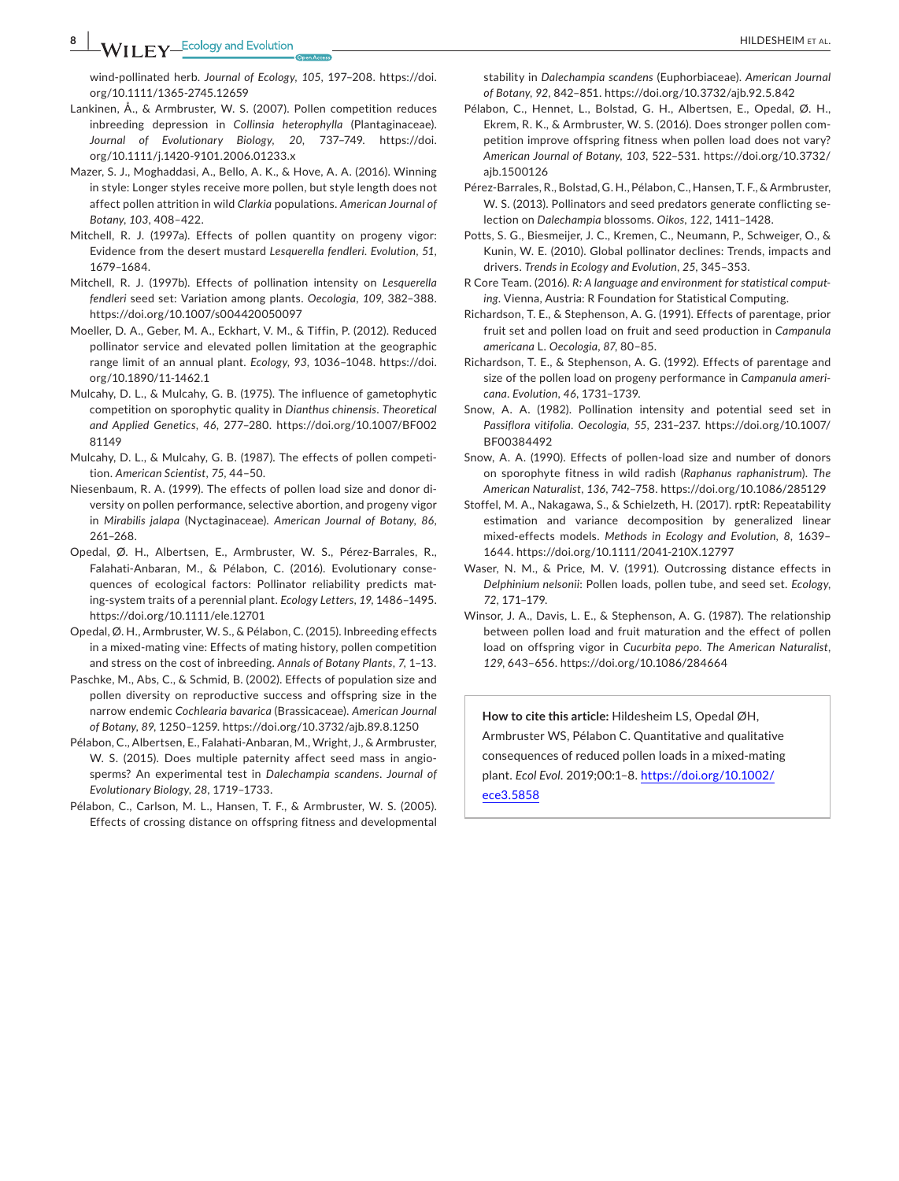wind-pollinated herb. *Journal of Ecology*, *105*, 197–208. https://doi.org/10.1111/1365-2745.12659

Lankinen, Å., & Armbruster, W. S. (2007). Pollen competition reduces inbreeding depression in *Collinsia heterophylla* (Plantaginaceae). *Journal of Evolutionary Biology*, *20*, 737–749. https://doi.org/10.1111/j.1420-9101.2006.01233.x

Mazer, S. J., Moghaddasi, A., Bello, A. K., & Hove, A. A. (2016). Winning in style: Longer styles receive more pollen, but style length does not affect pollen attrition in wild *Clarkia* populations. *American Journal of Botany*, *103*, 408–422.

Mitchell, R. J. (1997a). Effects of pollen quantity on progeny vigor: Evidence from the desert mustard *Lesquerella fendleri*. *Evolution*, *51*, 1679–1684.

Mitchell, R. J. (1997b). Effects of pollination intensity on *Lesquerella fendleri* seed set: Variation among plants. *Oecologia*, *109*, 382–388. https://doi.org/10.1007/s004420050097

Moeller, D. A., Geber, M. A., Eckhart, V. M., & Tiffin, P. (2012). Reduced pollinator service and elevated pollen limitation at the geographic range limit of an annual plant. *Ecology*, *93*, 1036–1048. https://doi.org/10.1890/11-1462.1

Mulcahy, D. L., & Mulcahy, G. B. (1975). The influence of gametophytic competition on sporophytic quality in *Dianthus chinensis*. *Theoretical and Applied Genetics*, *46*, 277–280. https://doi.org/10.1007/BF00281149

Mulcahy, D. L., & Mulcahy, G. B. (1987). The effects of pollen competition. *American Scientist*, *75*, 44–50.

Niesenbaum, R. A. (1999). The effects of pollen load size and donor diversity on pollen performance, selective abortion, and progeny vigor in *Mirabilis jalapa* (Nyctaginaceae). *American Journal of Botany*, *86*, 261–268.

Opedal, Ø. H., Albertsen, E., Armbruster, W. S., Pérez-Barrales, R., Falahati-Anbaran, M., & Pélabon, C. (2016). Evolutionary consequences of ecological factors: Pollinator reliability predicts mating-system traits of a perennial plant. *Ecology Letters*, *19*, 1486–1495. https://doi.org/10.1111/ele.12701

Opedal, Ø. H., Armbruster, W. S., & Pélabon, C. (2015). Inbreeding effects in a mixed-mating vine: Effects of mating history, pollen competition and stress on the cost of inbreeding. *Annals of Botany Plants*, *7*, 1–13.

Paschke, M., Abs, C., & Schmid, B. (2002). Effects of population size and pollen diversity on reproductive success and offspring size in the narrow endemic *Cochlearia bavarica* (Brassicaceae). *American Journal of Botany*, *89*, 1250–1259. https://doi.org/10.3732/ajb.89.8.1250

Pélabon, C., Albertsen, E., Falahati-Anbaran, M., Wright, J., & Armbruster, W. S. (2015). Does multiple paternity affect seed mass in angiosperms? An experimental test in *Dalechampia scandens*. *Journal of Evolutionary Biology*, *28*, 1719–1733.

Pélabon, C., Carlson, M. L., Hansen, T. F., & Armbruster, W. S. (2005). Effects of crossing distance on offspring fitness and developmental stability in *Dalechampia scandens* (Euphorbiaceae). *American Journal of Botany*, *92*, 842–851. https://doi.org/10.3732/ajb.92.5.842

Pélabon, C., Hennet, L., Bolstad, G. H., Albertsen, E., Opedal, Ø. H., Ekrem, R. K., & Armbruster, W. S. (2016). Does stronger pollen competition improve offspring fitness when pollen load does not vary? *American Journal of Botany*, *103*, 522–531. https://doi.org/10.3732/ajb.1500126

Pérez-Barrales, R., Bolstad, G. H., Pélabon, C., Hansen, T. F., & Armbruster, W. S. (2013). Pollinators and seed predators generate conflicting selection on *Dalechampia* blossoms. *Oikos*, *122*, 1411–1428.

Potts, S. G., Biesmeijer, J. C., Kremen, C., Neumann, P., Schweiger, O., & Kunin, W. E. (2010). Global pollinator declines: Trends, impacts and drivers. *Trends in Ecology and Evolution*, *25*, 345–353.

R Core Team. (2016). *R: A language and environment for statistical computing*. Vienna, Austria: R Foundation for Statistical Computing.

Richardson, T. E., & Stephenson, A. G. (1991). Effects of parentage, prior fruit set and pollen load on fruit and seed production in *Campanula americana* L. *Oecologia*, *87*, 80–85.

Richardson, T. E., & Stephenson, A. G. (1992). Effects of parentage and size of the pollen load on progeny performance in *Campanula americana*. *Evolution*, *46*, 1731–1739.

Snow, A. A. (1982). Pollination intensity and potential seed set in *Passiflora vitifolia*. *Oecologia*, *55*, 231–237. https://doi.org/10.1007/BF00384492

Snow, A. A. (1990). Effects of pollen-load size and number of donors on sporophyte fitness in wild radish (*Raphanus raphanistrum*). *The American Naturalist*, *136*, 742–758. https://doi.org/10.1086/285129

Stoffel, M. A., Nakagawa, S., & Schielzeth, H. (2017). rptR: Repeatability estimation and variance decomposition by generalized linear mixed-effects models. *Methods in Ecology and Evolution*, *8*, 1639–1644. https://doi.org/10.1111/2041-210X.12797

Waser, N. M., & Price, M. V. (1991). Outcrossing distance effects in *Delphinium nelsonii*: Pollen loads, pollen tube, and seed set. *Ecology*, *72*, 171–179.

Winsor, J. A., Davis, L. E., & Stephenson, A. G. (1987). The relationship between pollen load and fruit maturation and the effect of pollen load on offspring vigor in *Cucurbita pepo*. *The American Naturalist*, *129*, 643–656. https://doi.org/10.1086/284664

**How to cite this article:** Hildesheim LS, Opedal ØH, Armbruster WS, Pélabon C. Quantitative and qualitative consequences of reduced pollen loads in a mixed-mating plant. *Ecol Evol*. 2019;00:1–8. https://doi.org/10.1002/ece3.5858